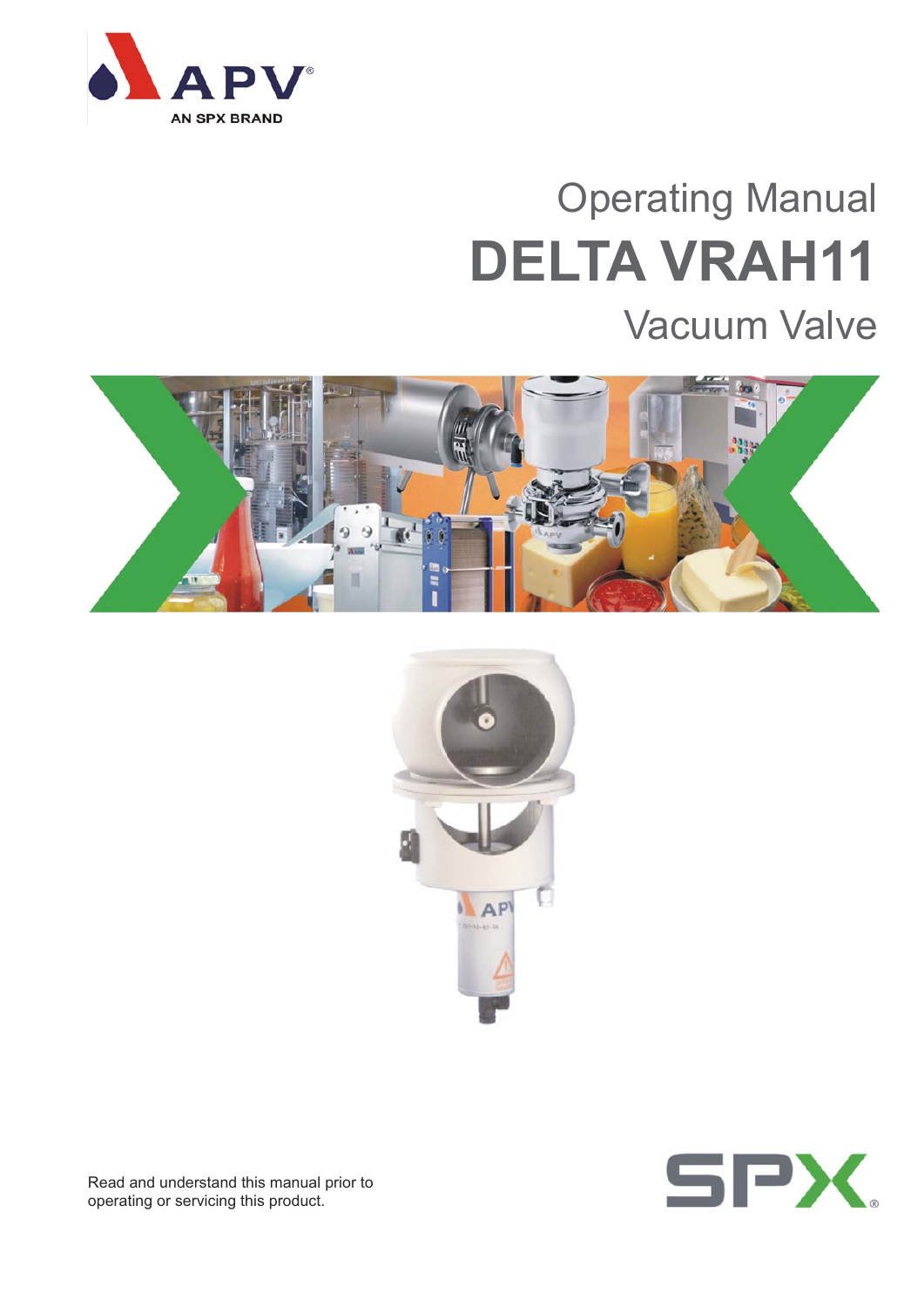APV

AN SPX BRAND

Operating Manual

# DELTA VRAH11

## Vacuum Valve

Read and understand this manual prior to operating or servicing this product.

SPX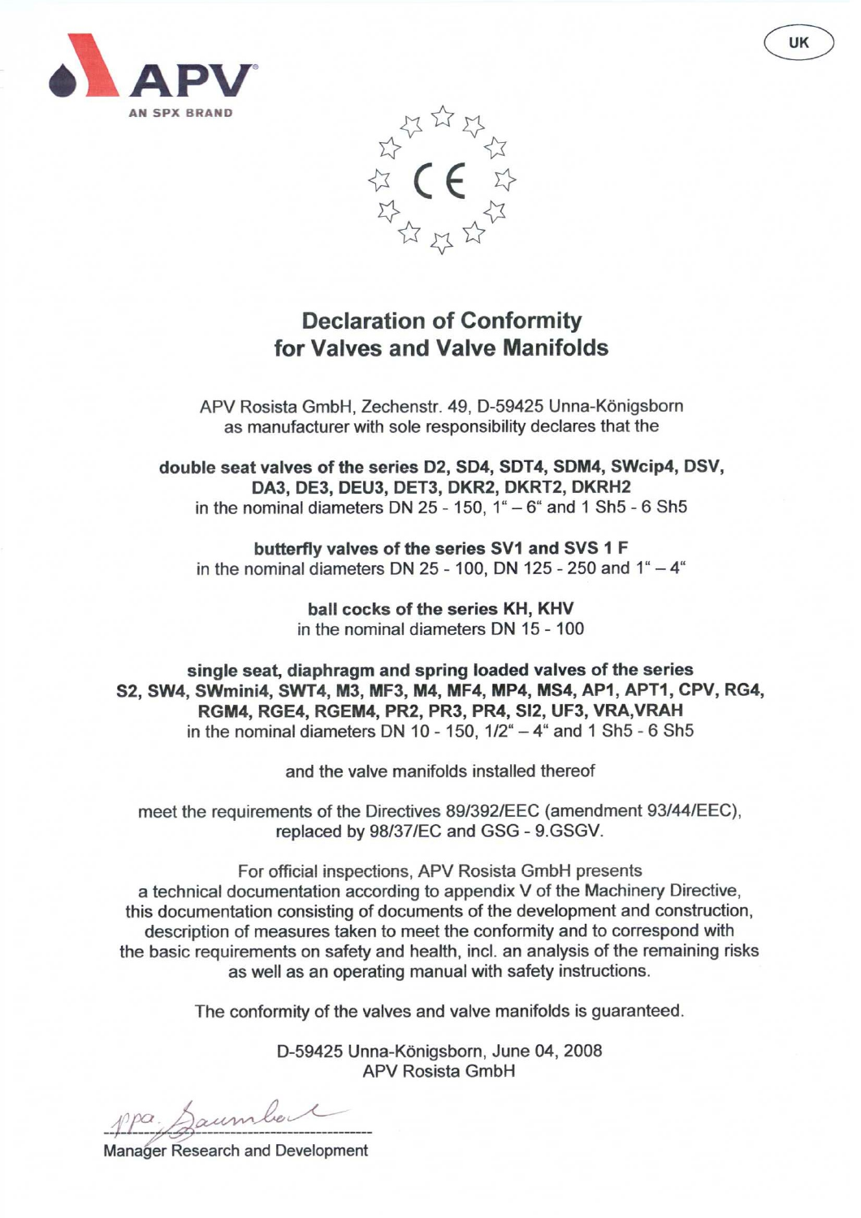UK

APV
AN SPX BRAND

CE

# Declaration of Conformity for Valves and Valve Manifolds

APV Rosista GmbH, Zechenstr. 49, D-59425 Unna-Königsborn
as manufacturer with sole responsibility declares that the

**double seat valves of the series D2, SD4, SDT4, SDM4, SWcip4, DSV, DA3, DE3, DEU3, DET3, DKR2, DKRT2, DKRH2**
in the nominal diameters DN 25 - 150, 1" – 6" and 1 Sh5 - 6 Sh5

**butterfly valves of the series SV1 and SVS 1 F**
in the nominal diameters DN 25 - 100, DN 125 - 250 and 1" – 4"

**ball cocks of the series KH, KHV**
in the nominal diameters DN 15 - 100

**single seat, diaphragm and spring loaded valves of the series S2, SW4, SWmini4, SWT4, M3, MF3, M4, MF4, MP4, MS4, AP1, APT1, CPV, RG4, RGM4, RGE4, RGEM4, PR2, PR3, PR4, SI2, UF3, VRA,VRAH**
in the nominal diameters DN 10 - 150, 1/2" – 4" and 1 Sh5 - 6 Sh5

and the valve manifolds installed thereof

meet the requirements of the Directives 89/392/EEC (amendment 93/44/EEC), replaced by 98/37/EC and GSG - 9.GSGV.

For official inspections, APV Rosista GmbH presents a technical documentation according to appendix V of the Machinery Directive, this documentation consisting of documents of the development and construction, description of measures taken to meet the conformity and to correspond with the basic requirements on safety and health, incl. an analysis of the remaining risks as well as an operating manual with safety instructions.

The conformity of the valves and valve manifolds is guaranteed.

D-59425 Unna-Königsborn, June 04, 2008
APV Rosista GmbH

ppa. Baumbach

Manager Research and Development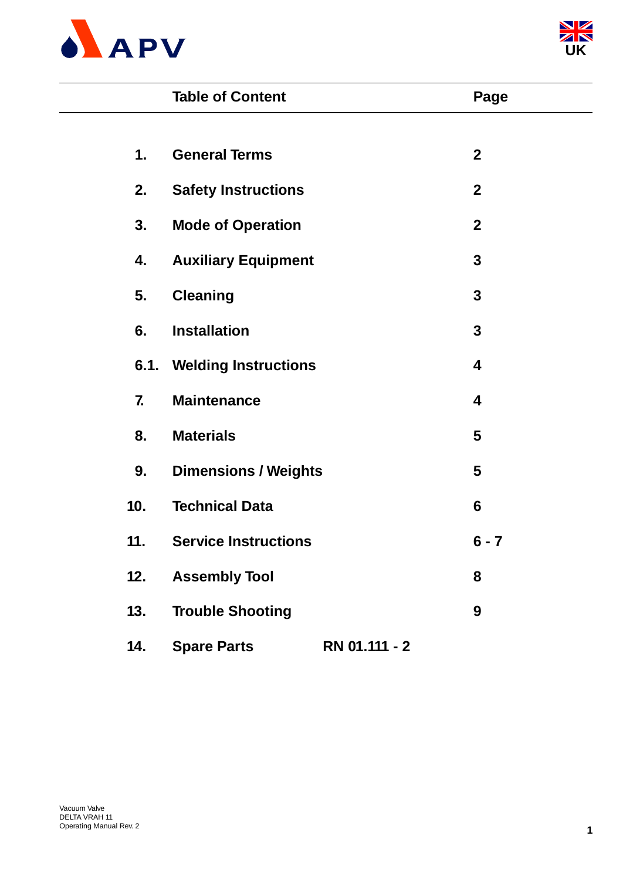| | Table of Content | Page |
|---|---|---|
| 1. | General Terms | 2 |
| 2. | Safety Instructions | 2 |
| 3. | Mode of Operation | 2 |
| 4. | Auxiliary Equipment | 3 |
| 5. | Cleaning | 3 |
| 6. | Installation | 3 |
| 6.1. | Welding Instructions | 4 |
| 7. | Maintenance | 4 |
| 8. | Materials | 5 |
| 9. | Dimensions / Weights | 5 |
| 10. | Technical Data | 6 |
| 11. | Service Instructions | 6 - 7 |
| 12. | Assembly Tool | 8 |
| 13. | Trouble Shooting | 9 |
| 14. | Spare Parts RN 01.111 - 2 | |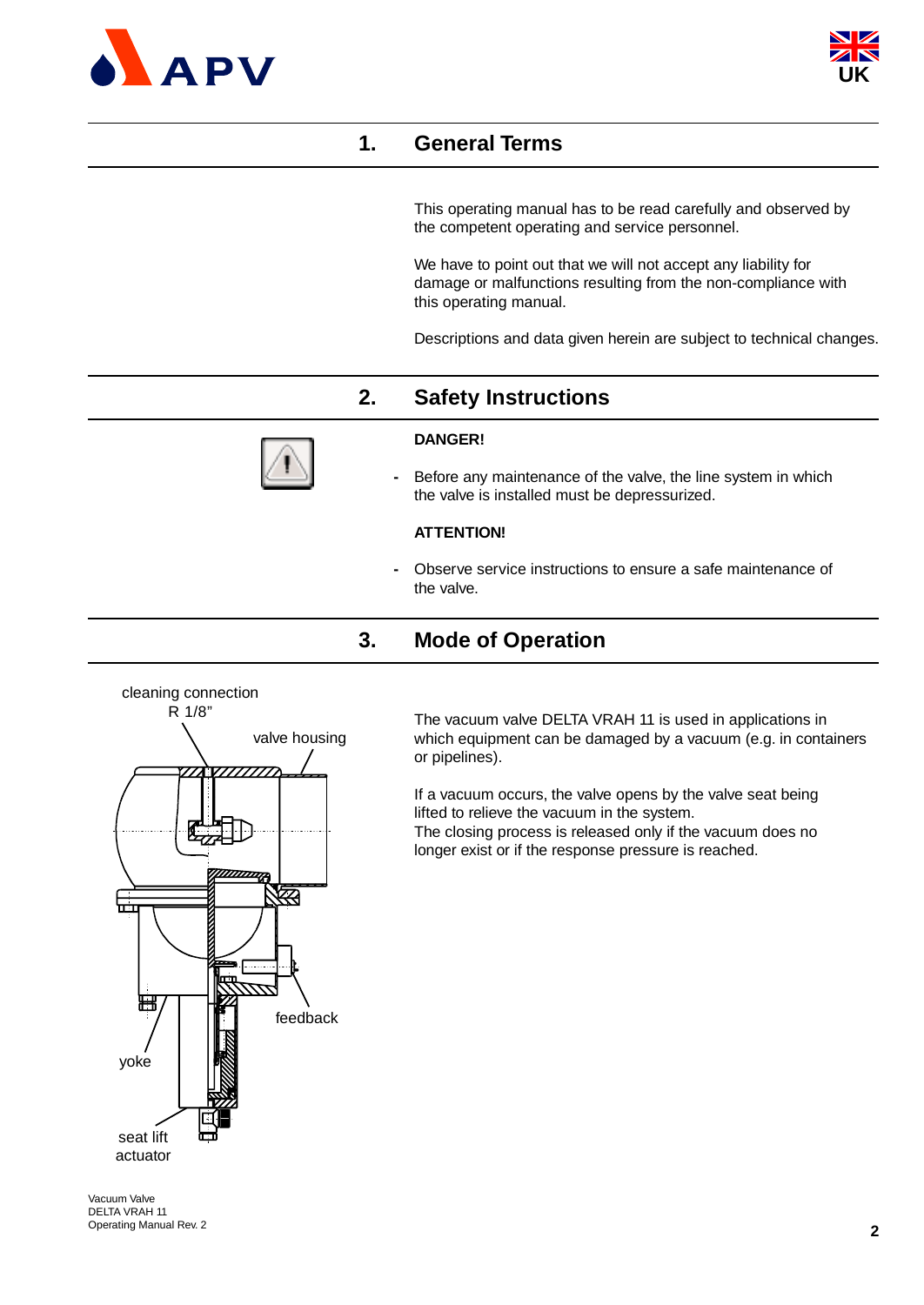## 1. General Terms

This operating manual has to be read carefully and observed by the competent operating and service personnel.

We have to point out that we will not accept any liability for damage or malfunctions resulting from the non-compliance with this operating manual.

Descriptions and data given herein are subject to technical changes.

## 2. Safety Instructions

**DANGER!**

- Before any maintenance of the valve, the line system in which the valve is installed must be depressurized.

**ATTENTION!**

- Observe service instructions to ensure a safe maintenance of the valve.

## 3. Mode of Operation

cleaning connection R 1/8"

valve housing

feedback

yoke

seat lift actuator

The vacuum valve DELTA VRAH 11 is used in applications in which equipment can be damaged by a vacuum (e.g. in containers or pipelines).

If a vacuum occurs, the valve opens by the valve seat being lifted to relieve the vacuum in the system.
The closing process is released only if the vacuum does no longer exist or if the response pressure is reached.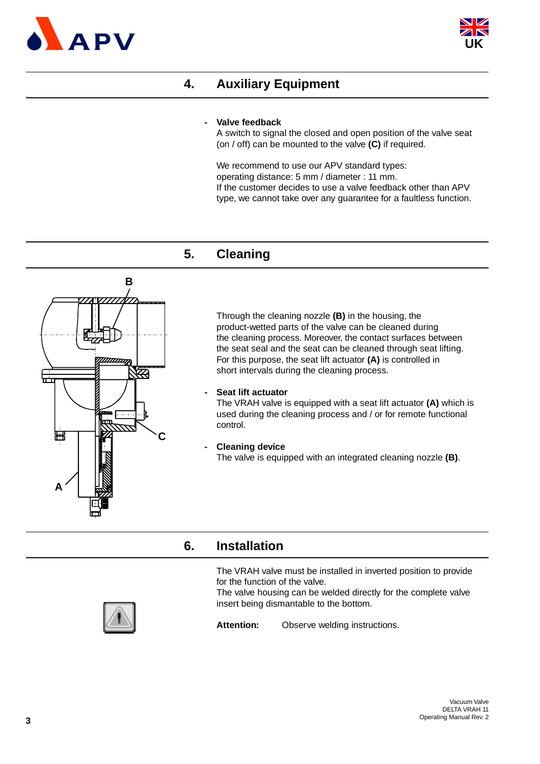## 4. Auxiliary Equipment

- **Valve feedback**
  A switch to signal the closed and open position of the valve seat (on / off) can be mounted to the valve **(C)** if required.

  We recommend to use our APV standard types:
  operating distance: 5 mm / diameter : 11 mm.
  If the customer decides to use a valve feedback other than APV type, we cannot take over any guarantee for a faultless function.

## 5. Cleaning

Through the cleaning nozzle **(B)** in the housing, the product-wetted parts of the valve can be cleaned during the cleaning process. Moreover, the contact surfaces between the seat seal and the seat can be cleaned through seat lifting. For this purpose, the seat lift actuator **(A)** is controlled in short intervals during the cleaning process.

- **Seat lift actuator**
  The VRAH valve is equipped with a seat lift actuator **(A)** which is used during the cleaning process and / or for remote functional control.

- **Cleaning device**
  The valve is equipped with an integrated cleaning nozzle **(B)**.

## 6. Installation

The VRAH valve must be installed in inverted position to provide for the function of the valve.
The valve housing can be welded directly for the complete valve insert being dismantable to the bottom.

**Attention:** Observe welding instructions.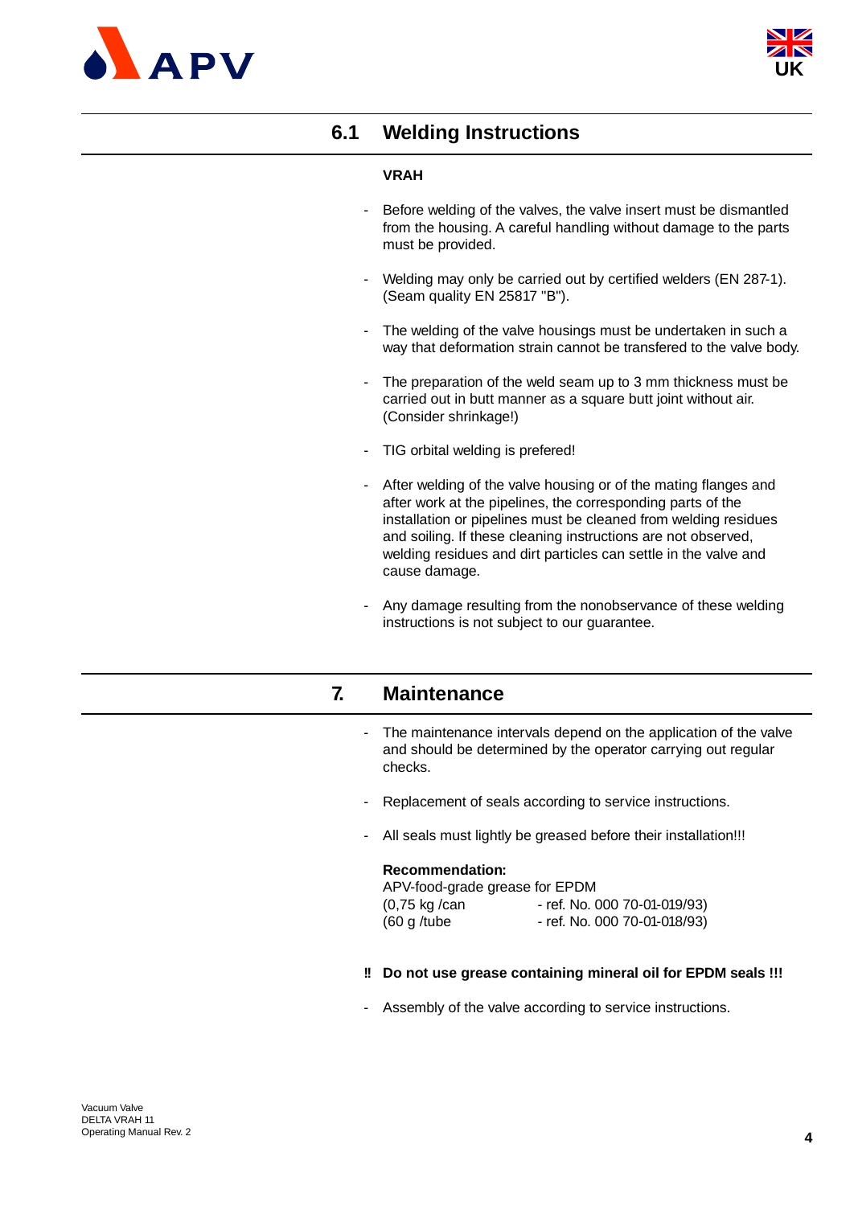## 6.1 Welding Instructions

**VRAH**

- Before welding of the valves, the valve insert must be dismantled from the housing. A careful handling without damage to the parts must be provided.
- Welding may only be carried out by certified welders (EN 287-1). (Seam quality EN 25817 "B").
- The welding of the valve housings must be undertaken in such a way that deformation strain cannot be transfered to the valve body.
- The preparation of the weld seam up to 3 mm thickness must be carried out in butt manner as a square butt joint without air. (Consider shrinkage!)
- TIG orbital welding is prefered!
- After welding of the valve housing or of the mating flanges and after work at the pipelines, the corresponding parts of the installation or pipelines must be cleaned from welding residues and soiling. If these cleaning instructions are not observed, welding residues and dirt particles can settle in the valve and cause damage.
- Any damage resulting from the nonobservance of these welding instructions is not subject to our guarantee.

## 7. Maintenance

- The maintenance intervals depend on the application of the valve and should be determined by the operator carrying out regular checks.
- Replacement of seals according to service instructions.
- All seals must lightly be greased before their installation!!!

**Recommendation:**
APV-food-grade grease for EPDM
(0,75 kg /can - ref. No. 000 70-01-019/93)
(60 g /tube - ref. No. 000 70-01-018/93)

**!! Do not use grease containing mineral oil for EPDM seals !!!**

- Assembly of the valve according to service instructions.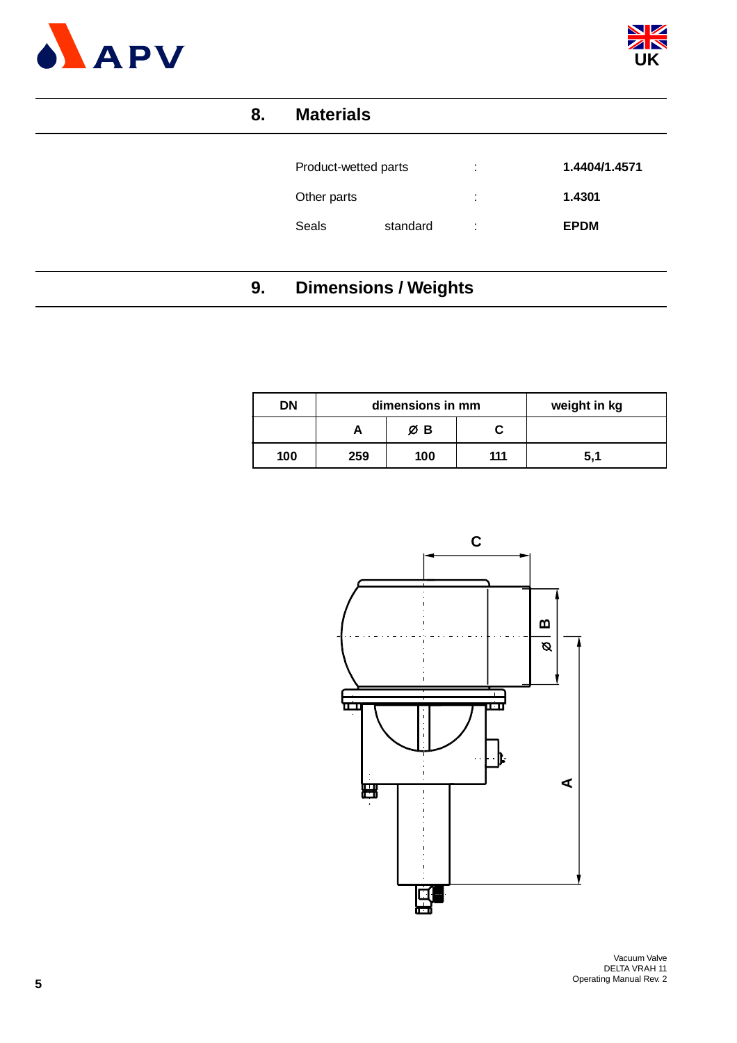## 8. Materials

| | | | |
|---|---|---|---|
| Product-wetted parts | | : | **1.4404/1.4571** |
| Other parts | | : | **1.4301** |
| Seals | standard | : | **EPDM** |

## 9. Dimensions / Weights

| DN | dimensions in mm | | | weight in kg |
|---|---|---|---|---|
| | A | Ø B | C | |
| **100** | **259** | **100** | **111** | **5,1** |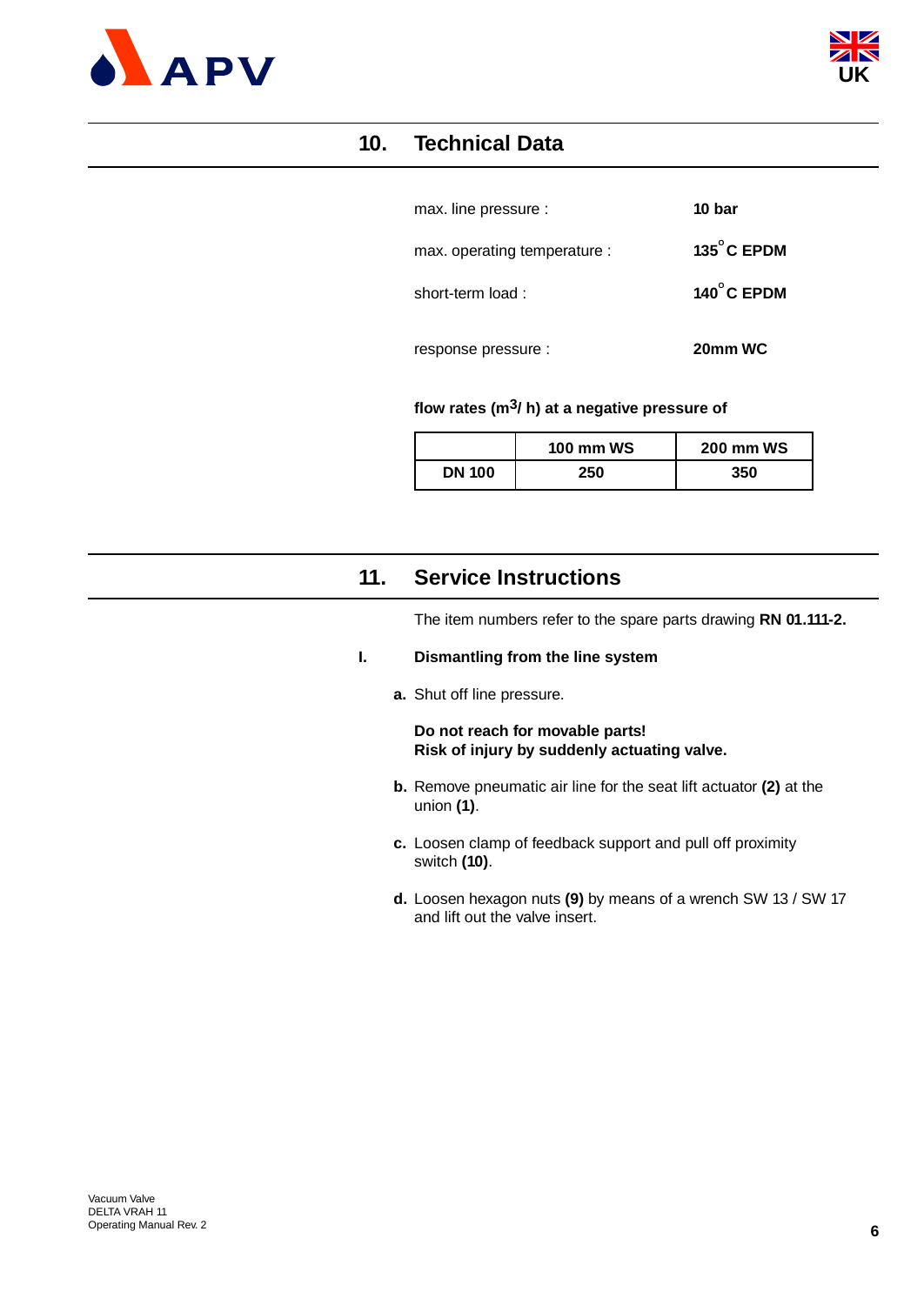## 10. Technical Data

| | |
|---|---|
| max. line pressure : | **10 bar** |
| max. operating temperature : | **135°C EPDM** |
| short-term load : | **140°C EPDM** |
| response pressure : | **20mm WC** |

**flow rates ($m^3$/ h) at a negative pressure of**

| | 100 mm WS | 200 mm WS |
|---|---|---|
| DN 100 | 250 | 350 |

## 11. Service Instructions

The item numbers refer to the spare parts drawing **RN 01.111-2.**

### I. Dismantling from the line system

**a.** Shut off line pressure.

**Do not reach for movable parts!**
**Risk of injury by suddenly actuating valve.**

**b.** Remove pneumatic air line for the seat lift actuator **(2)** at the union **(1)**.

**c.** Loosen clamp of feedback support and pull off proximity switch **(10)**.

**d.** Loosen hexagon nuts **(9)** by means of a wrench SW 13 / SW 17 and lift out the valve insert.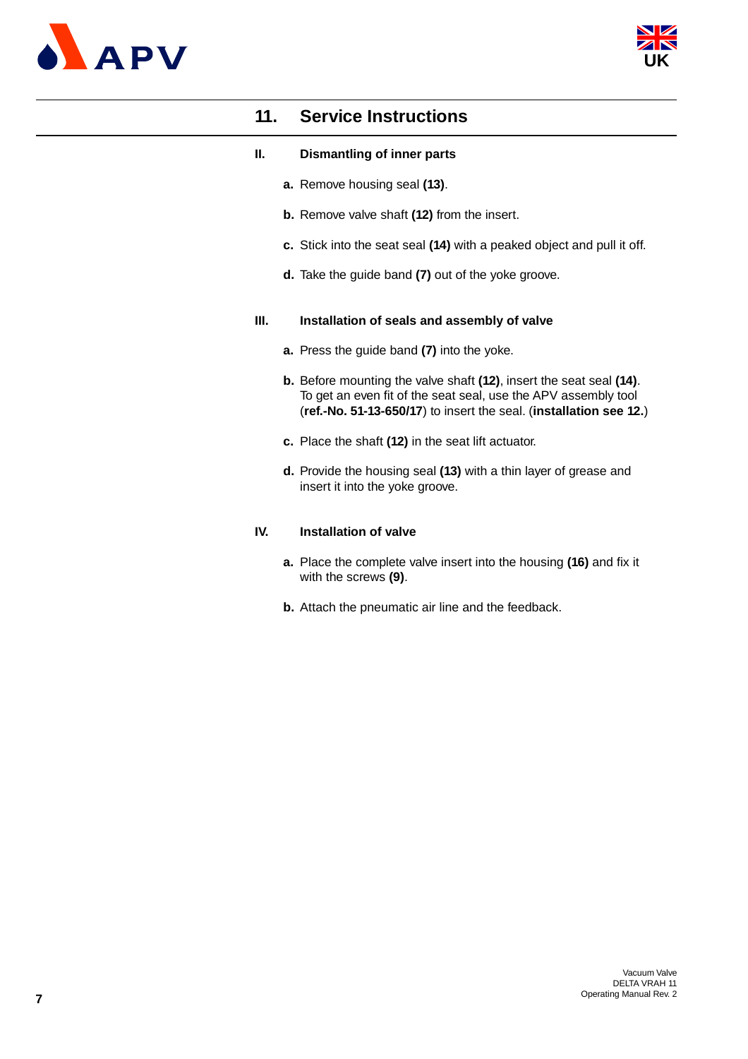## 11. Service Instructions

### II. Dismantling of inner parts

**a.** Remove housing seal **(13)**.

**b.** Remove valve shaft **(12)** from the insert.

**c.** Stick into the seat seal **(14)** with a peaked object and pull it off.

**d.** Take the guide band **(7)** out of the yoke groove.

### III. Installation of seals and assembly of valve

**a.** Press the guide band **(7)** into the yoke.

**b.** Before mounting the valve shaft **(12)**, insert the seat seal **(14)**. To get an even fit of the seat seal, use the APV assembly tool (**ref.-No. 51-13-650/17**) to insert the seal. (**installation see 12.**)

**c.** Place the shaft **(12)** in the seat lift actuator.

**d.** Provide the housing seal **(13)** with a thin layer of grease and insert it into the yoke groove.

### IV. Installation of valve

**a.** Place the complete valve insert into the housing **(16)** and fix it with the screws **(9)**.

**b.** Attach the pneumatic air line and the feedback.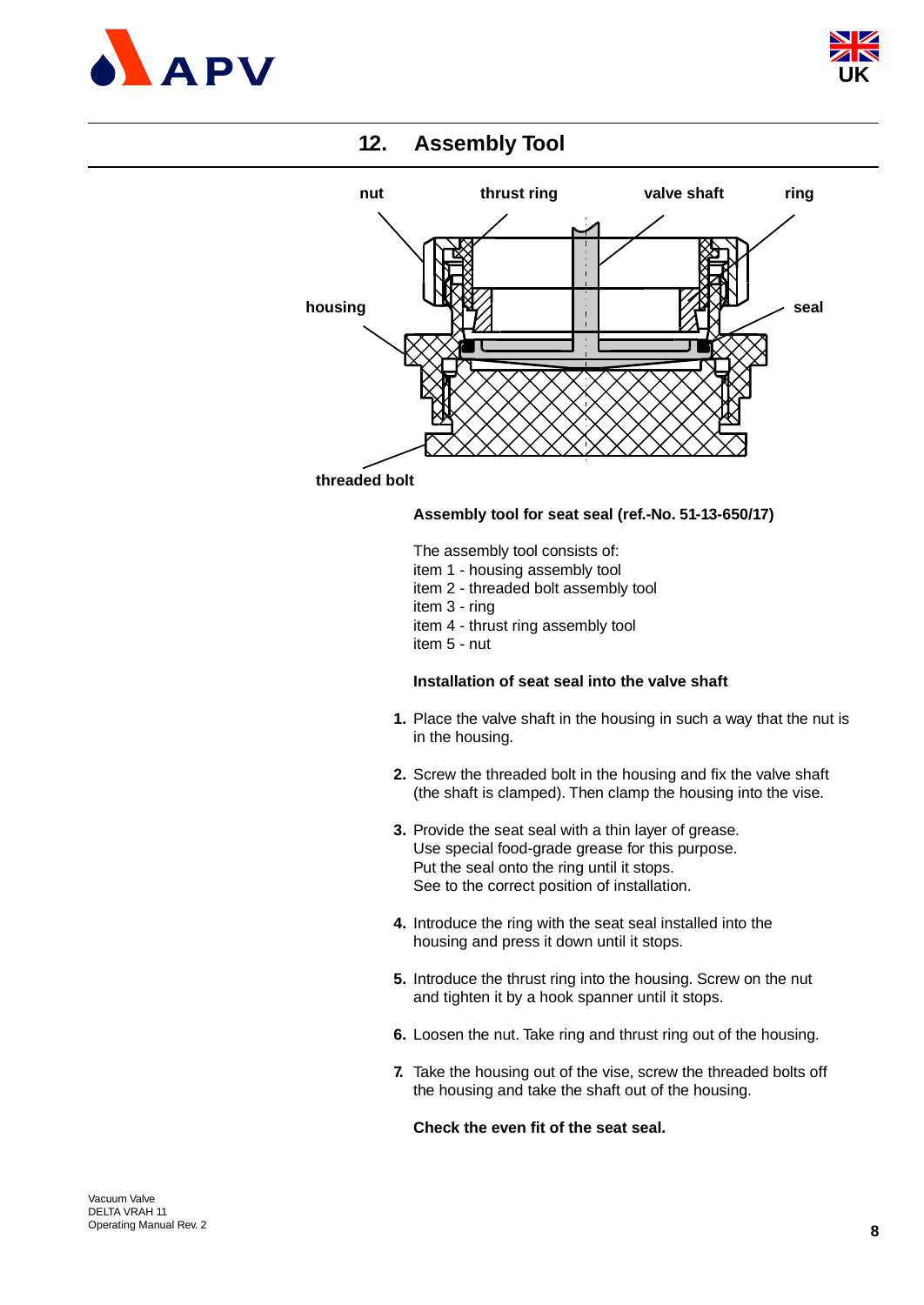## 12. Assembly Tool

nut thrust ring valve shaft ring

housing seal

threaded bolt

**Assembly tool for seat seal (ref.-No. 51-13-650/17)**

The assembly tool consists of:
item 1 - housing assembly tool
item 2 - threaded bolt assembly tool
item 3 - ring
item 4 - thrust ring assembly tool
item 5 - nut

**Installation of seat seal into the valve shaft**

1. Place the valve shaft in the housing in such a way that the nut is in the housing.
2. Screw the threaded bolt in the housing and fix the valve shaft (the shaft is clamped). Then clamp the housing into the vise.
3. Provide the seat seal with a thin layer of grease. Use special food-grade grease for this purpose. Put the seal onto the ring until it stops. See to the correct position of installation.
4. Introduce the ring with the seat seal installed into the housing and press it down until it stops.
5. Introduce the thrust ring into the housing. Screw on the nut and tighten it by a hook spanner until it stops.
6. Loosen the nut. Take ring and thrust ring out of the housing.
7. Take the housing out of the vise, screw the threaded bolts off the housing and take the shaft out of the housing.

**Check the even fit of the seat seal.**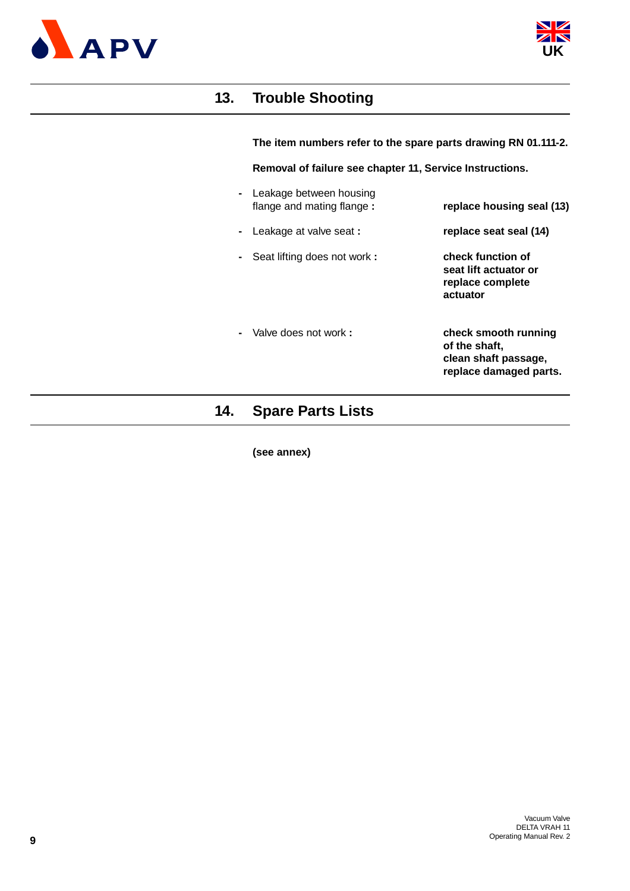## 13. Trouble Shooting

**The item numbers refer to the spare parts drawing RN 01.111-2.**

**Removal of failure see chapter 11, Service Instructions.**

- Leakage between housing flange and mating flange **:** **replace housing seal (13)**
- Leakage at valve seat **:** **replace seat seal (14)**
- Seat lifting does not work **:** **check function of seat lift actuator or replace complete actuator**
- Valve does not work **:** **check smooth running of the shaft, clean shaft passage, replace damaged parts.**

## 14. Spare Parts Lists

**(see annex)**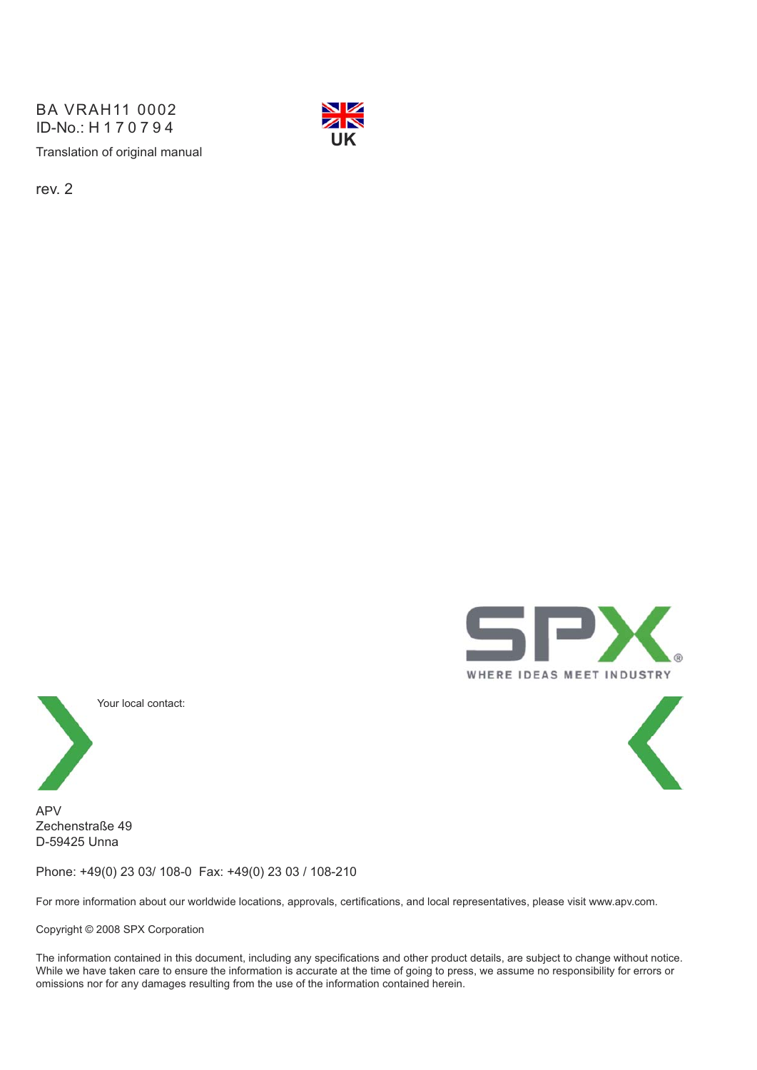BA VRAH11 0002
ID-No.: H 1 7 0 7 9 4

Translation of original manual

rev. 2

UK

SPX
WHERE IDEAS MEET INDUSTRY

Your local contact:

APV
Zechenstraße 49
D-59425 Unna

Phone: +49(0) 23 03/ 108-0  Fax: +49(0) 23 03 / 108-210

For more information about our worldwide locations, approvals, certifications, and local representatives, please visit www.apv.com.

Copyright © 2008 SPX Corporation

The information contained in this document, including any specifications and other product details, are subject to change without notice. While we have taken care to ensure the information is accurate at the time of going to press, we assume no responsibility for errors or omissions nor for any damages resulting from the use of the information contained herein.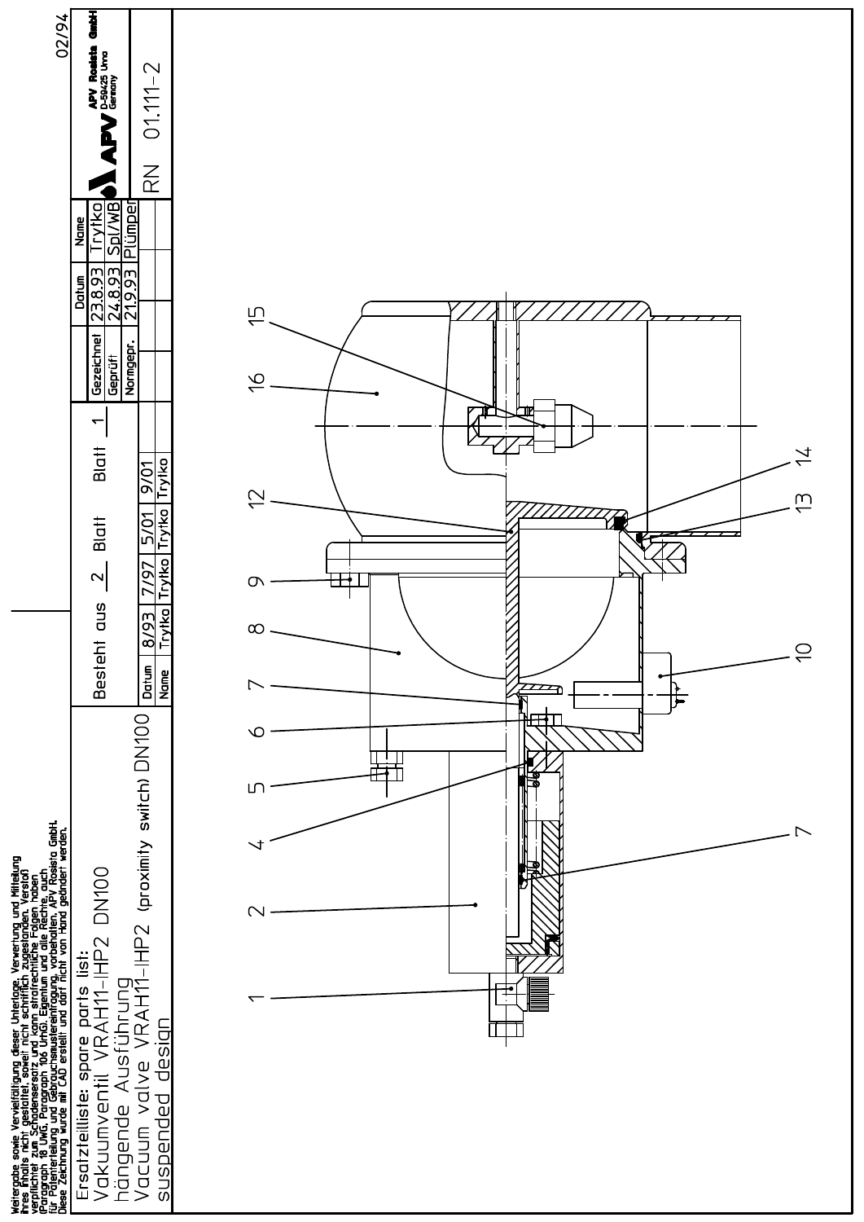Weitergabe sowie Vervielfältigung dieser Unterlage, Verwertung und Mitteilung ihres Inhalts nicht gestattet, soweit nicht schriftlich zugestanden. Verstoß verpflichtet zum Schadenersatz und kann strafrechtliche Folgen haben (Paragraph 18 UWG, Paragraph 106 UrhG). Eigentum und alle Rechte, auch für Patenterteilung und Gebrauchsmustereintragung, vorbehalten. APV Rosista GmbH. Diese Zeichnung wurde mit CAD erstellt und darf nicht von Hand geändert werden.

# Ersatzteilliste: spare parts list:

Vakuumventil VRAH11-IHP2 DN100
hängende Ausführung

Vacuum valve VRAH11-IHP2 (proximity switch) DN100
suspended design

Besteht aus 2 Blatt &nbsp;&nbsp; Blatt 1

| Datum | 8/93 | 7/97 | 5/01 | 9/01 |
|---|---|---|---|---|
| Name | Trytko | Trytko | Trytko | Trytko |

| | Datum | Name |
|---|---|---|
| Gezeichnet | 23.8.93 | Trytko |
| Geprüft | 24.8.93 | Spl/WB |
| Normgepr. | 21.9.93 | Plümper |

APV Rosista GmbH
D-59425 Unna
Germany

RN 01.111-2

02/94

1, 2, 4, 5, 6, 7, 8, 9, 10, 12, 13, 14, 15, 16, 7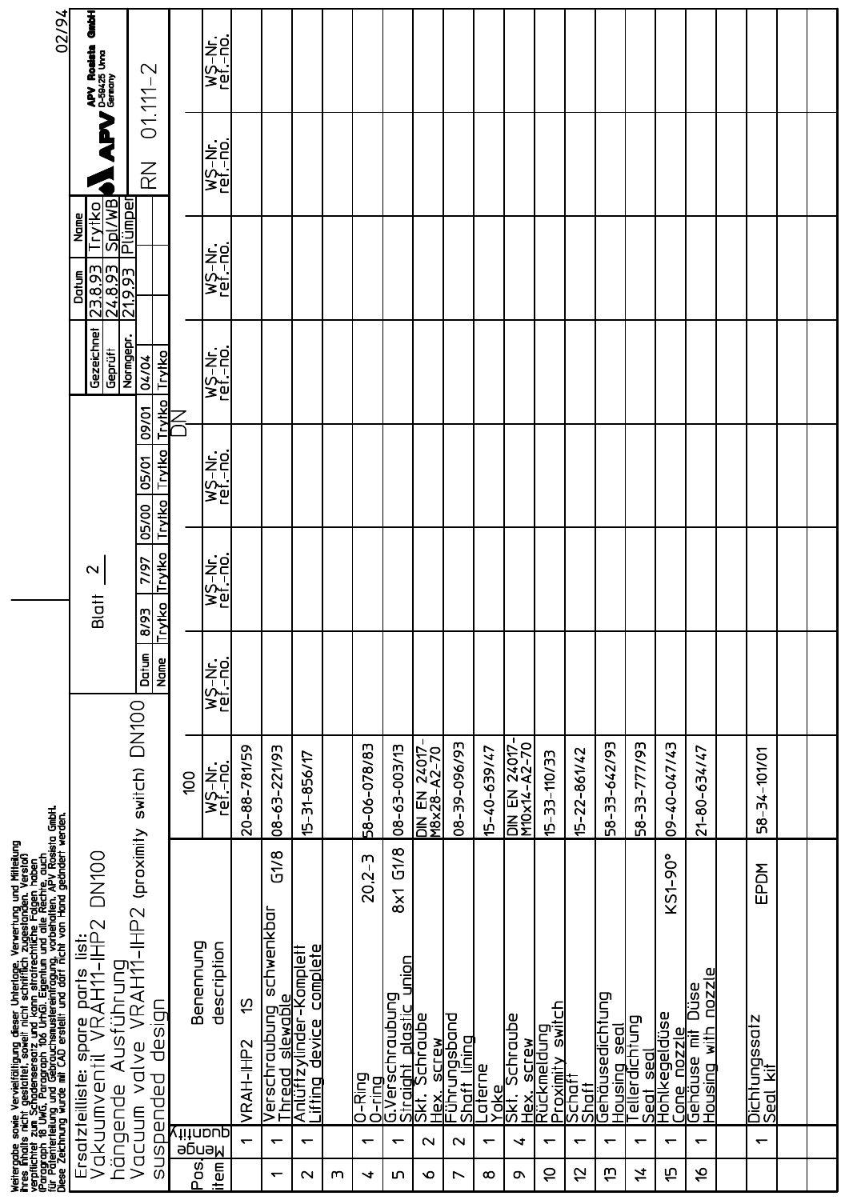Weitergabe sowie Vervielfältigung dieser Unterlage, Verwertung und Mitteilung ihres Inhalts nicht gestattet, soweit nicht schriftlich zugestanden. Verstoß verpflichtet zu Schadenersatz und kann strafrechtliche Folgen haben (Paragraph 18 UWG, Paragraph 106 UrhG). Eigentum und alle Rechte, auch für Patenterteilung und Gebrauchsmustereintragung, vorbehalten. APV Rosista GmbH. Diese Zeichnung wurde mit CAD erstellt und darf nicht von Hand geändert werden.

# Ersatzteilliste: spare parts list:

Vakuumventil VRAH11-IHP2 DN100
hängende Ausführung
Vacuum valve VRAH11-IHP2 (proximity switch) DN100
suspended design

Blatt 2

| Datum | 8/93 | 7/97 | 05/00 | 05/01 | 09/01 | 04/04 |
|---|---|---|---|---|---|---|
| Name | Trytko | Trytko | Trytko | Trytko | Trytko | Trytko |

| | Datum | Name |
|---|---|---|
| Gezeichnet | 23.8.93 | Trytko |
| Geprüft | 24.8.93 | Spl/WB |
| Normgepr. | 21.9.93 | Plümper |

APV Rosista GmbH, D-59425 Unna, Germany

RN 01.111-2

| Pos. item | Menge quantity | Benennung description | | DN 100 WS-Nr. ref.-no. | WS-Nr. ref.-no. | WS-Nr. ref.-no. | WS-Nr. ref.-no. | WS-Nr. ref.-no. | WS-Nr. ref.-no. | WS-Nr. ref.-no. | WS-Nr. ref.-no. |
|---|---|---|---|---|---|---|---|---|---|---|---|
| | 1 | VRAH-IHP2 | 1S | 20-88-781/59 | | | | | | | |
| 1 | 1 | Verschraubung schwenkbar / Thread slewable | G1/8 | 08-63-221/93 | | | | | | | |
| 2 | 1 | Anlüftzylinder-Komplett / Lifting device complete | | 15-31-856/17 | | | | | | | |
| 3 | | | | | | | | | | | |
| 4 | 1 | O-Ring / O-ring | 20.2-3 | 58-06-078/83 | | | | | | | |
| 5 | 1 | G.Verschraubung / Straight plastic union | 8x1 G1/8 | 08-63-003/13 | | | | | | | |
| 6 | 2 | Skt. Schraube / Hex. screw | | DIN EN 24017-M8x28-A2-70 | | | | | | | |
| 7 | 2 | Führungsband / Shaft lining | | 08-39-096/93 | | | | | | | |
| 8 | 1 | Laterne / Yoke | | 15-40-639/47 | | | | | | | |
| 9 | 4 | Skt. Schraube / Hex. screw | | DIN EN 24017-M10x14-A2-70 | | | | | | | |
| 10 | 1 | Rückmeldung / Proximity switch | | 15-33-110/33 | | | | | | | |
| 12 | 1 | Schaft / Shaft | | 15-22-861/42 | | | | | | | |
| 13 | 1 | Gehäusedichtung / Housing seal | | 58-33-642/93 | | | | | | | |
| 14 | 1 | Tellerdichtung / Seat seal | | 58-33-777/93 | | | | | | | |
| 15 | 1 | Hohlkegeldüse / Cone nozzle | KS1-90° | 09-40-047/43 | | | | | | | |
| 16 | 1 | Gehäuse mit Düse / Housing with nozzle | | 21-80-634/47 | | | | | | | |
| | | | | | | | | | | | |
| | 1 | Dichtungssatz / Seal kit | EPDM | 58-34-101/01 | | | | | | | |

02/94